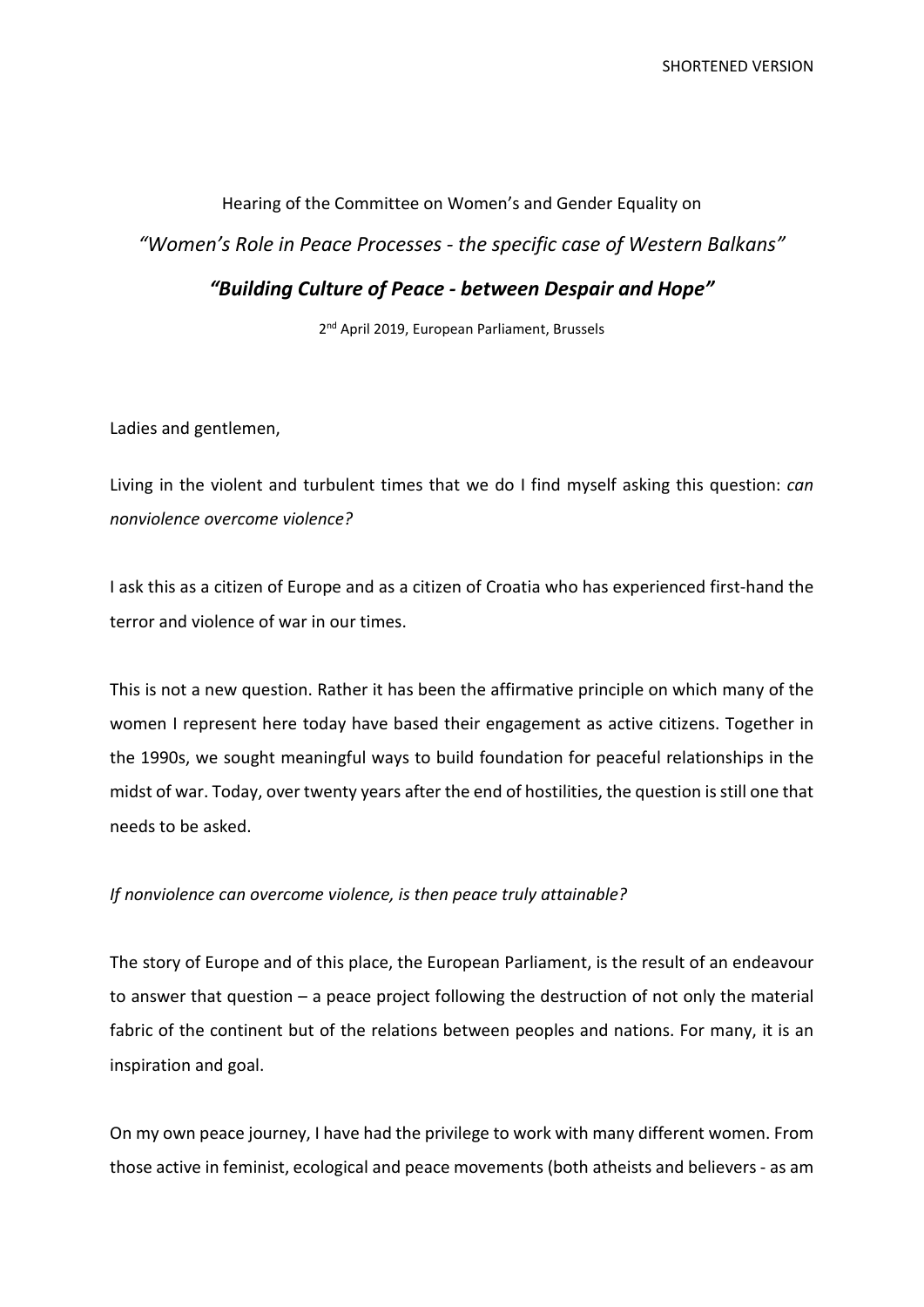SHORTENED VERSION

Hearing of the Committee on Women's and Gender Equality on

*"Women's Role in Peace Processes - the specific case of Western Balkans"*

## *"Building Culture of Peace - between Despair and Hope"*

2nd April 2019, European Parliament, Brussels

Ladies and gentlemen,

Living in the violent and turbulent times that we do I find myself asking this question: *can nonviolence overcome violence?*

I ask this as a citizen of Europe and as a citizen of Croatia who has experienced first-hand the terror and violence of war in our times.

This is not a new question. Rather it has been the affirmative principle on which many of the women I represent here today have based their engagement as active citizens. Together in the 1990s, we sought meaningful ways to build foundation for peaceful relationships in the midst of war. Today, over twenty years after the end of hostilities, the question is still one that needs to be asked.

*If nonviolence can overcome violence, is then peace truly attainable?*

The story of Europe and of this place, the European Parliament, is the result of an endeavour to answer that question – a peace project following the destruction of not only the material fabric of the continent but of the relations between peoples and nations. For many, it is an inspiration and goal.

On my own peace journey, I have had the privilege to work with many different women. From those active in feminist, ecological and peace movements (both atheists and believers - as am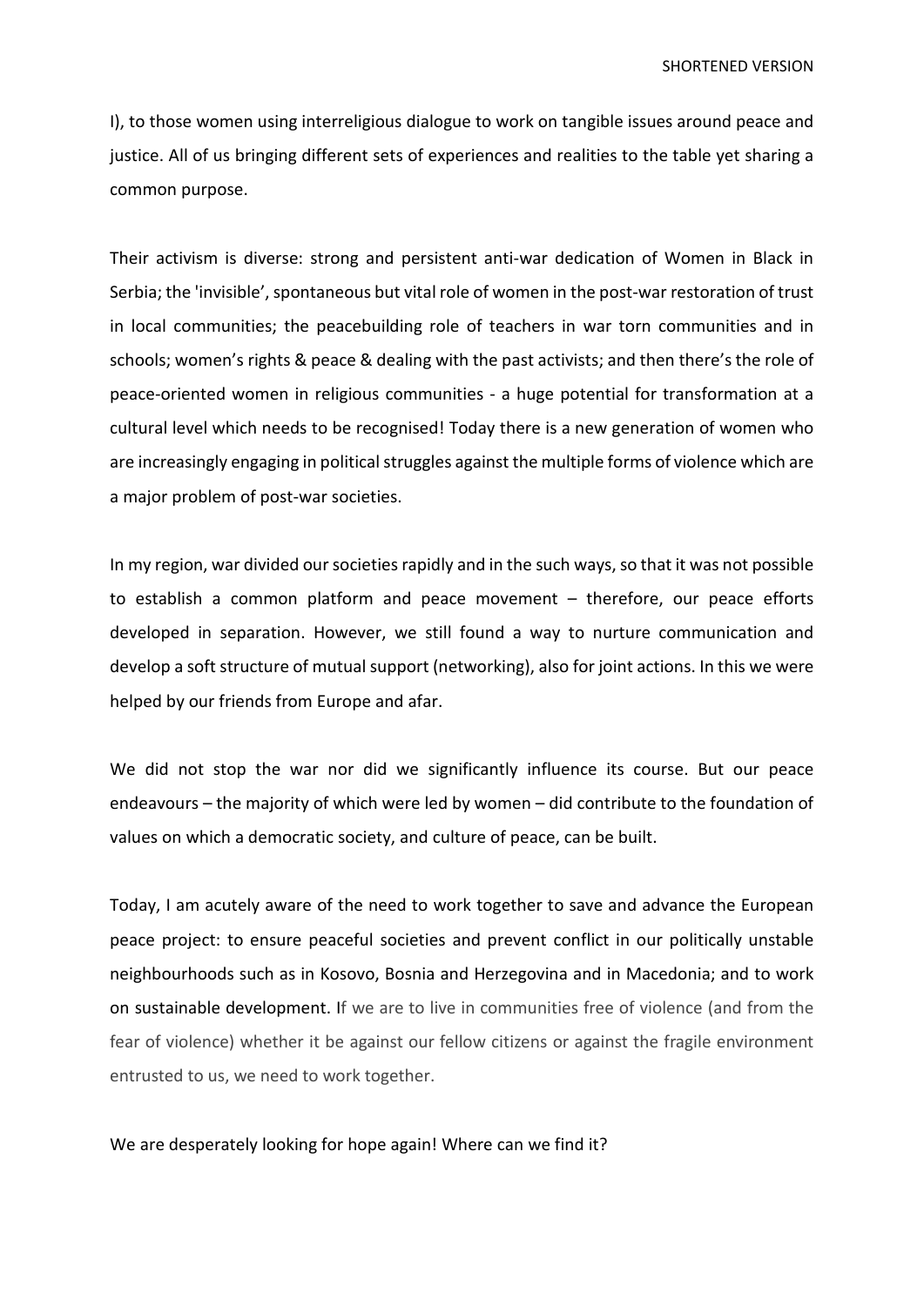I), to those women using interreligious dialogue to work on tangible issues around peace and justice. All of us bringing different sets of experiences and realities to the table yet sharing a common purpose.

Their activism is diverse: strong and persistent anti-war dedication of Women in Black in Serbia; the 'invisible', spontaneous but vital role of women in the post-war restoration of trust in local communities; the peacebuilding role of teachers in war torn communities and in schools; women's rights & peace & dealing with the past activists; and then there's the role of peace-oriented women in religious communities - a huge potential for transformation at a cultural level which needs to be recognised! Today there is a new generation of women who are increasingly engaging in political struggles against the multiple forms of violence which are a major problem of post-war societies.

In my region, war divided our societies rapidly and in the such ways, so that it was not possible to establish a common platform and peace movement – therefore, our peace efforts developed in separation. However, we still found a way to nurture communication and develop a soft structure of mutual support (networking), also for joint actions. In this we were helped by our friends from Europe and afar.

We did not stop the war nor did we significantly influence its course. But our peace endeavours – the majority of which were led by women – did contribute to the foundation of values on which a democratic society, and culture of peace, can be built.

Today, I am acutely aware of the need to work together to save and advance the European peace project: to ensure peaceful societies and prevent conflict in our politically unstable neighbourhoods such as in Kosovo, Bosnia and Herzegovina and in Macedonia; and to work on sustainable development. If we are to live in communities free of violence (and from the fear of violence) whether it be against our fellow citizens or against the fragile environment entrusted to us, we need to work together.

We are desperately looking for hope again! Where can we find it?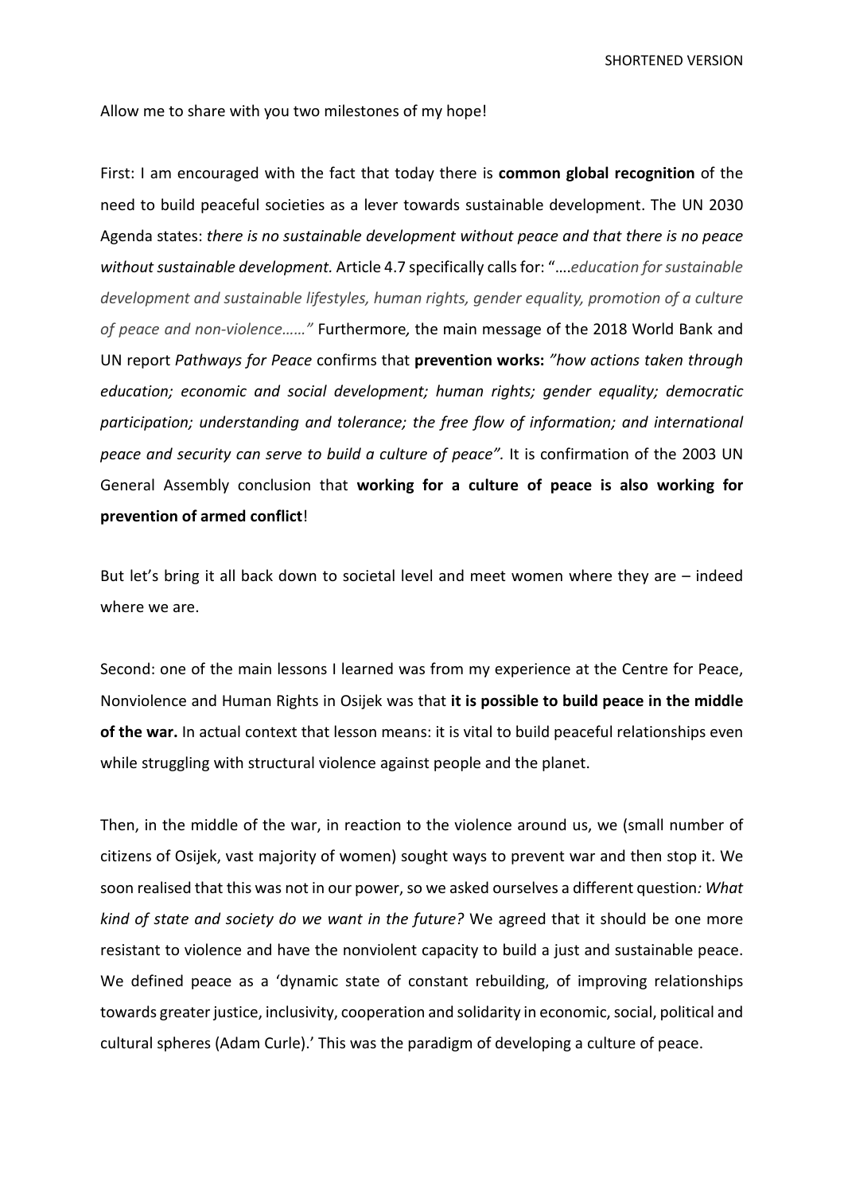Allow me to share with you two milestones of my hope!

First: I am encouraged with the fact that today there is **common global recognition** of the need to build peaceful societies as a lever towards sustainable development. The UN 2030 Agenda states: *there is no sustainable development without peace and that there is no peace without sustainable development.* Article 4.7 specifically calls for: "….*education for sustainable development and sustainable lifestyles, human rights, gender equality, promotion of a culture of peace and non-violence……"* Furthermore*,* the main message of the 2018 World Bank and UN report *Pathways for Peace* confirms that **prevention works:** *"how actions taken through education; economic and social development; human rights; gender equality; democratic participation; understanding and tolerance; the free flow of information; and international peace and security can serve to build a culture of peace".* It is confirmation of the 2003 UN General Assembly conclusion that **working for a culture of peace is also working for prevention of armed conflict**!

But let's bring it all back down to societal level and meet women where they are – indeed where we are.

Second: one of the main lessons I learned was from my experience at the Centre for Peace, Nonviolence and Human Rights in Osijek was that **it is possible to build peace in the middle of the war.** In actual context that lesson means: it is vital to build peaceful relationships even while struggling with structural violence against people and the planet.

Then, in the middle of the war, in reaction to the violence around us, we (small number of citizens of Osijek, vast majority of women) sought ways to prevent war and then stop it. We soon realised that this was not in our power, so we asked ourselves a different question*: What kind of state and society do we want in the future?* We agreed that it should be one more resistant to violence and have the nonviolent capacity to build a just and sustainable peace. We defined peace as a 'dynamic state of constant rebuilding, of improving relationships towards greater justice, inclusivity, cooperation and solidarity in economic, social, political and cultural spheres (Adam Curle).' This was the paradigm of developing a culture of peace.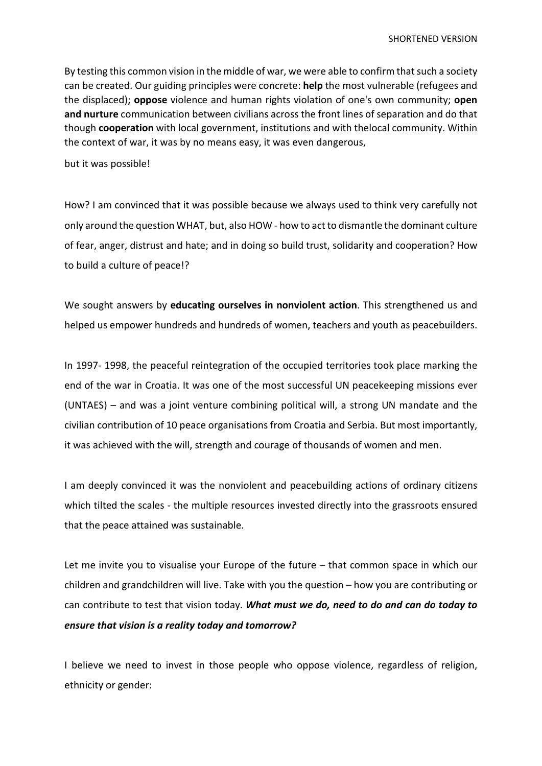By testing this common vision in the middle of war, we were able to confirm that such a society can be created. Our guiding principles were concrete: **help** the most vulnerable (refugees and the displaced); **oppose** violence and human rights violation of one's own community; **open and nurture** communication between civilians across the front lines of separation and do that though **cooperation** with local government, institutions and with thelocal community. Within the context of war, it was by no means easy, it was even dangerous,

but it was possible!

How? I am convinced that it was possible because we always used to think very carefully not only around the question WHAT, but, also HOW - how to act to dismantle the dominant culture of fear, anger, distrust and hate; and in doing so build trust, solidarity and cooperation? How to build a culture of peace!?

We sought answers by **educating ourselves in nonviolent action**. This strengthened us and helped us empower hundreds and hundreds of women, teachers and youth as peacebuilders.

In 1997- 1998, the peaceful reintegration of the occupied territories took place marking the end of the war in Croatia. It was one of the most successful UN peacekeeping missions ever (UNTAES) – and was a joint venture combining political will, a strong UN mandate and the civilian contribution of 10 peace organisations from Croatia and Serbia. But most importantly, it was achieved with the will, strength and courage of thousands of women and men.

I am deeply convinced it was the nonviolent and peacebuilding actions of ordinary citizens which tilted the scales - the multiple resources invested directly into the grassroots ensured that the peace attained was sustainable.

Let me invite you to visualise your Europe of the future – that common space in which our children and grandchildren will live. Take with you the question – how you are contributing or can contribute to test that vision today. ***What must we do, need to do and can do today to ensure that vision is a reality today and tomorrow?***

I believe we need to invest in those people who oppose violence, regardless of religion, ethnicity or gender: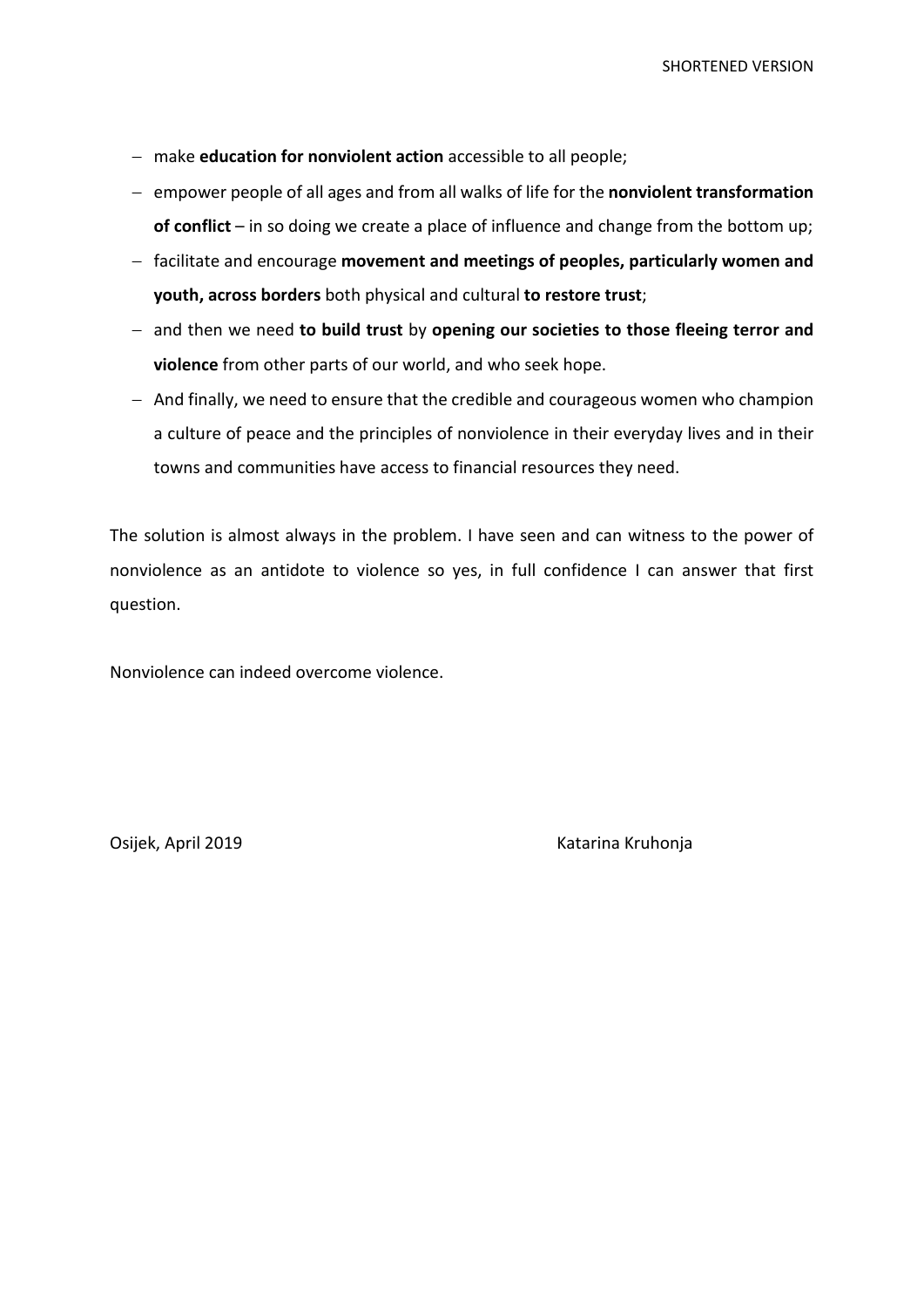- make **education for nonviolent action** accessible to all people;
- empower people of all ages and from all walks of life for the **nonviolent transformation of conflict** – in so doing we create a place of influence and change from the bottom up;
- facilitate and encourage **movement and meetings of peoples, particularly women and youth, across borders** both physical and cultural **to restore trust**;
- and then we need **to build trust** by **opening our societies to those fleeing terror and violence** from other parts of our world, and who seek hope.
- And finally, we need to ensure that the credible and courageous women who champion a culture of peace and the principles of nonviolence in their everyday lives and in their towns and communities have access to financial resources they need.

The solution is almost always in the problem. I have seen and can witness to the power of nonviolence as an antidote to violence so yes, in full confidence I can answer that first question.

Nonviolence can indeed overcome violence.

Osijek, April 2019 Katarina Kruhonja